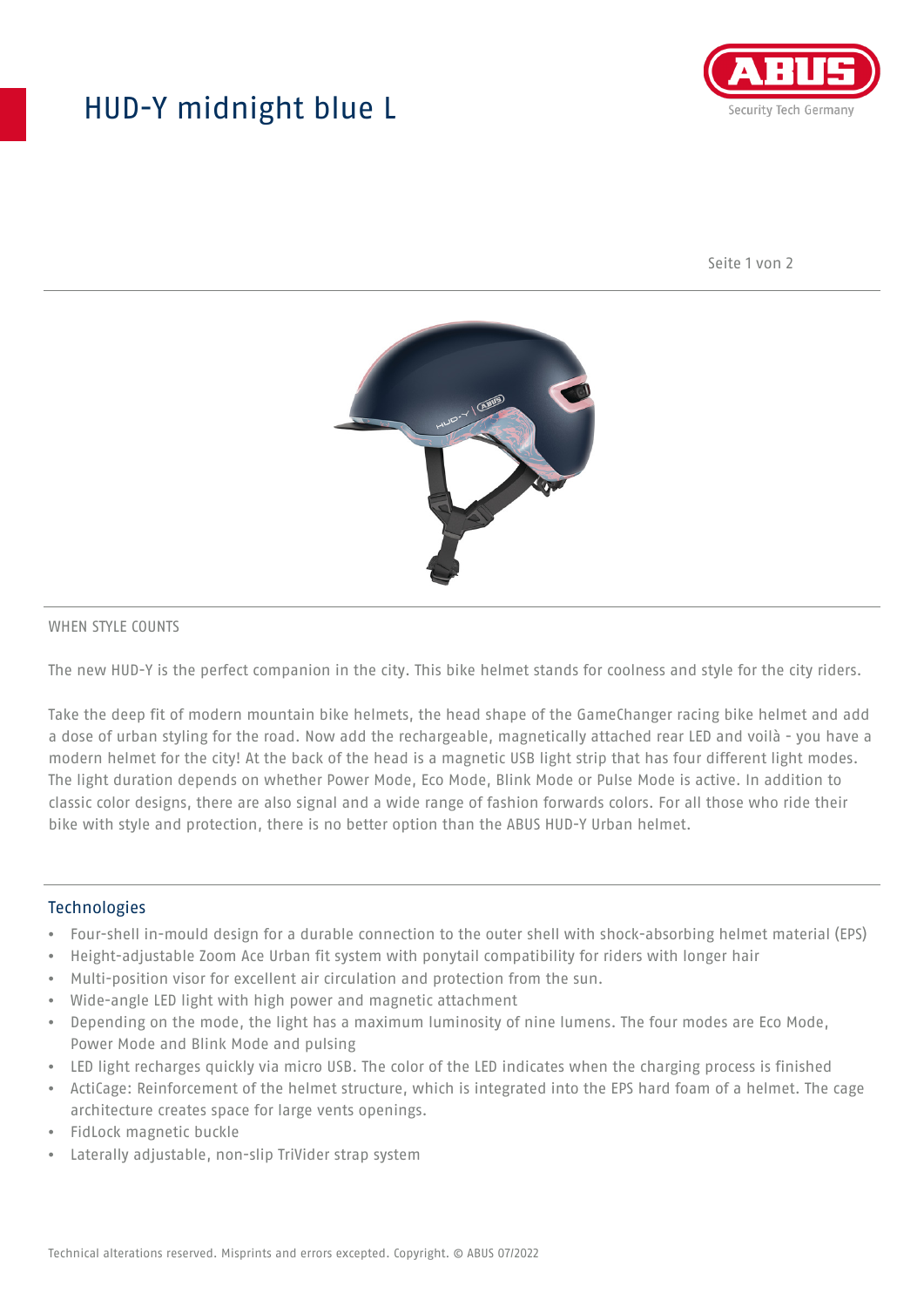# HUD-Y midnight blue L

WHEN STYLE COUNTS

The new HUD-Y is the perfect companion in the city. This bike helmet stands for coolness and style for the city riders.

Take the deep fit of modern mountain bike helmets, the head shape of the GameChanger racing bike helmet and add a dose of urban styling for the road. Now add the rechargeable, magnetically attached rear LED and voilà - you have a modern helmet for the city! At the back of the head is a magnetic USB light strip that has four different light modes. The light duration depends on whether Power Mode, Eco Mode, Blink Mode or Pulse Mode is active. In addition to classic color designs, there are also signal and a wide range of fashion forwards colors. For all those who ride their bike with style and protection, there is no better option than the ABUS HUD-Y Urban helmet.

## Technologies

- Four-shell in-mould design for a durable connection to the outer shell with shock-absorbing helmet material (EPS)
- Height-adjustable Zoom Ace Urban fit system with ponytail compatibility for riders with longer hair
- Multi-position visor for excellent air circulation and protection from the sun.
- Wide-angle LED light with high power and magnetic attachment
- Depending on the mode, the light has a maximum luminosity of nine lumens. The four modes are Eco Mode, Power Mode and Blink Mode and pulsing
- LED light recharges quickly via micro USB. The color of the LED indicates when the charging process is finished
- ActiCage: Reinforcement of the helmet structure, which is integrated into the EPS hard foam of a helmet. The cage architecture creates space for large vents openings.
- FidLock magnetic buckle
- Laterally adjustable, non-slip TriVider strap system

Technical alterations reserved. Misprints and errors excepted. Copyright. © ABUS 07/2022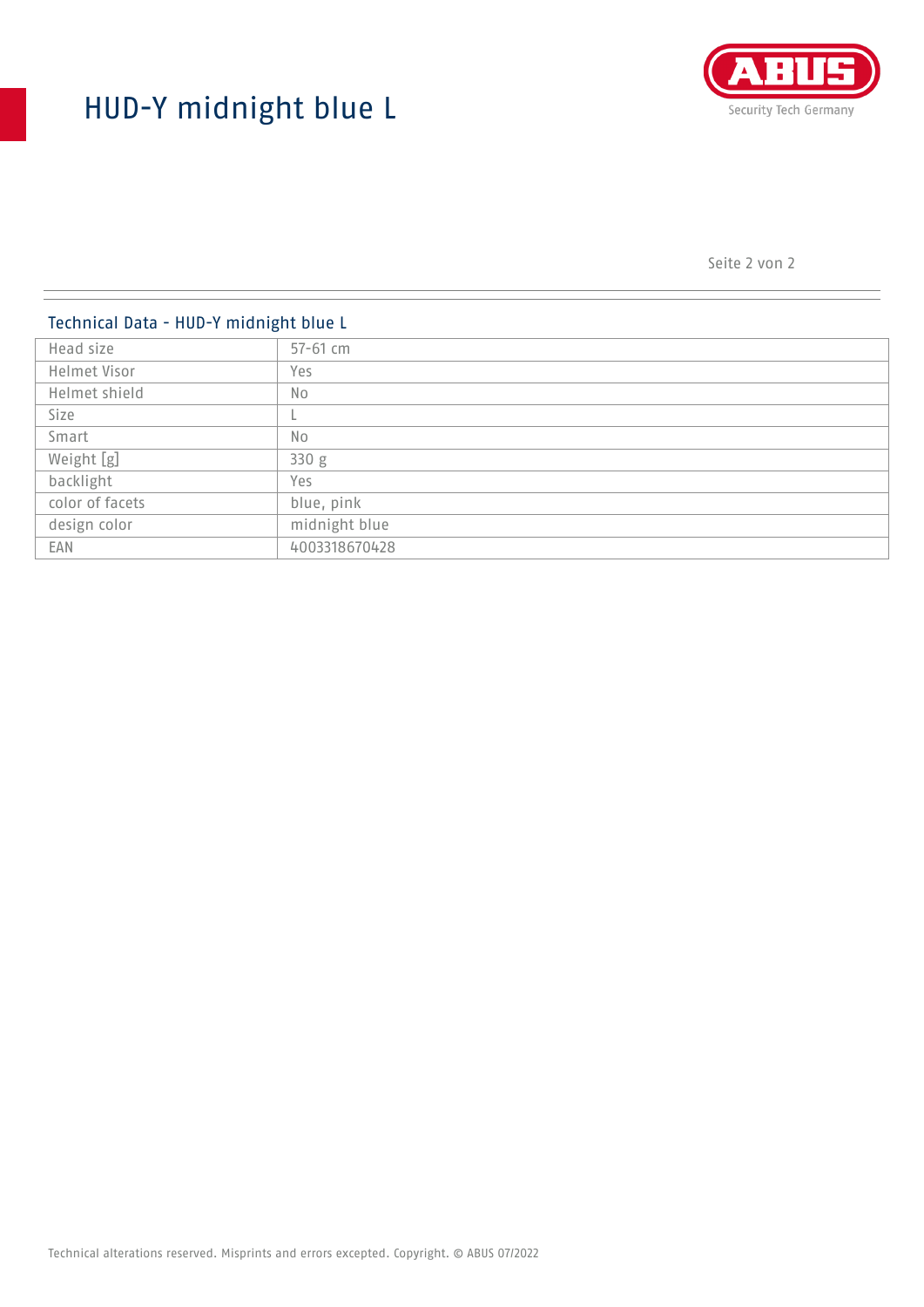# HUD-Y midnight blue L

## Technical Data - HUD-Y midnight blue L

| | |
|---|---|
| Head size | 57-61 cm |
| Helmet Visor | Yes |
| Helmet shield | No |
| Size | L |
| Smart | No |
| Weight [g] | 330 g |
| backlight | Yes |
| color of facets | blue, pink |
| design color | midnight blue |
| EAN | 4003318670428 |

Technical alterations reserved. Misprints and errors excepted. Copyright. © ABUS 07/2022